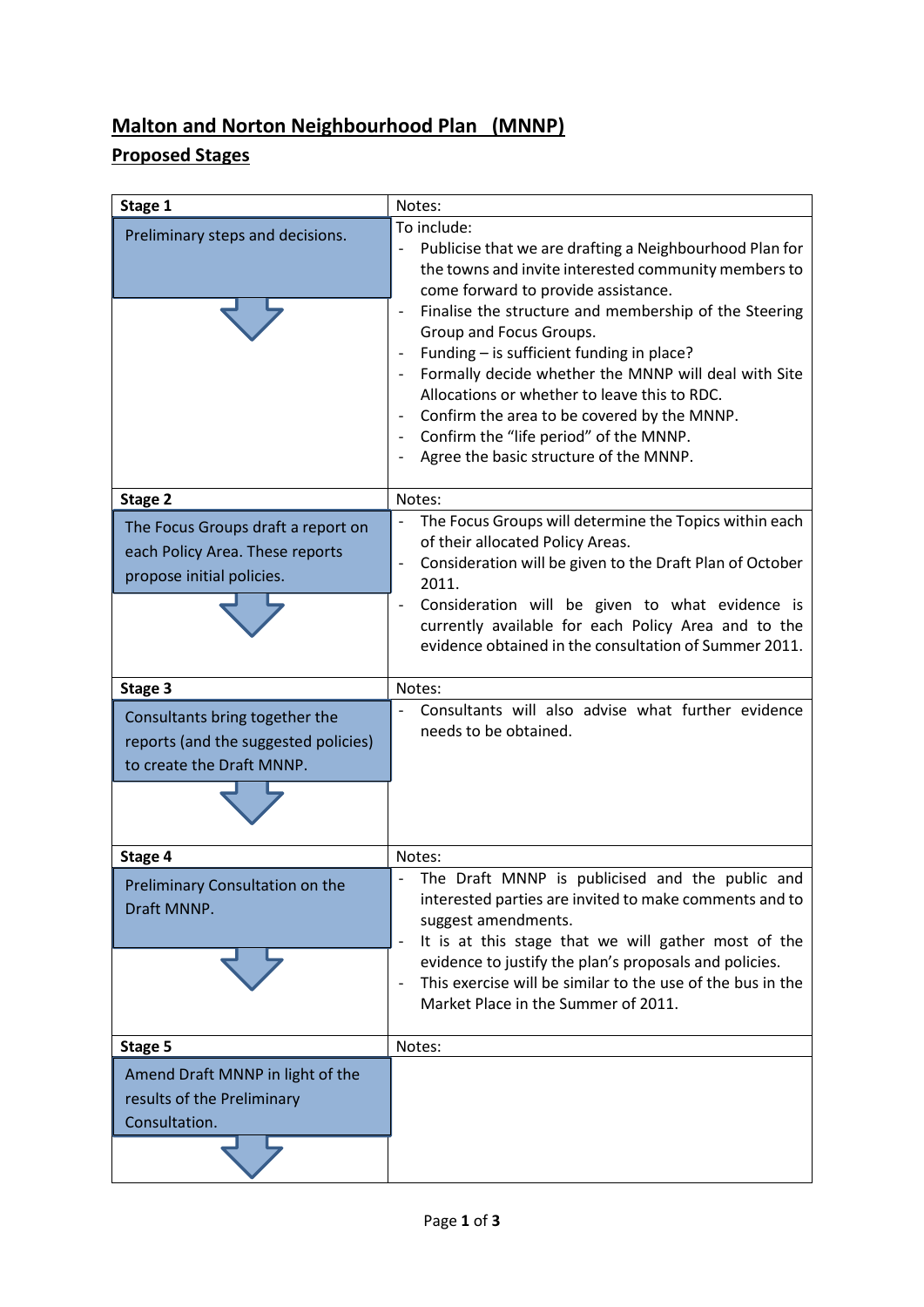# Malton and Norton Neighbourhood Plan (MNNP)

## Proposed Stages

| Stage 1 | Notes: |
|---|---|
| Preliminary steps and decisions. | To include:<br>- Publicise that we are drafting a Neighbourhood Plan for the towns and invite interested community members to come forward to provide assistance.<br>- Finalise the structure and membership of the Steering Group and Focus Groups.<br>- Funding – is sufficient funding in place?<br>- Formally decide whether the MNNP will deal with Site Allocations or whether to leave this to RDC.<br>- Confirm the area to be covered by the MNNP.<br>- Confirm the "life period" of the MNNP.<br>- Agree the basic structure of the MNNP. |
| **Stage 2** | Notes: |
| The Focus Groups draft a report on each Policy Area. These reports propose initial policies. | - The Focus Groups will determine the Topics within each of their allocated Policy Areas.<br>- Consideration will be given to the Draft Plan of October 2011.<br>- Consideration will be given to what evidence is currently available for each Policy Area and to the evidence obtained in the consultation of Summer 2011. |
| **Stage 3** | Notes: |
| Consultants bring together the reports (and the suggested policies) to create the Draft MNNP. | - Consultants will also advise what further evidence needs to be obtained. |
| **Stage 4** | Notes: |
| Preliminary Consultation on the Draft MNNP. | - The Draft MNNP is publicised and the public and interested parties are invited to make comments and to suggest amendments.<br>- It is at this stage that we will gather most of the evidence to justify the plan's proposals and policies.<br>- This exercise will be similar to the use of the bus in the Market Place in the Summer of 2011. |
| **Stage 5** | Notes: |
| Amend Draft MNNP in light of the results of the Preliminary Consultation. | |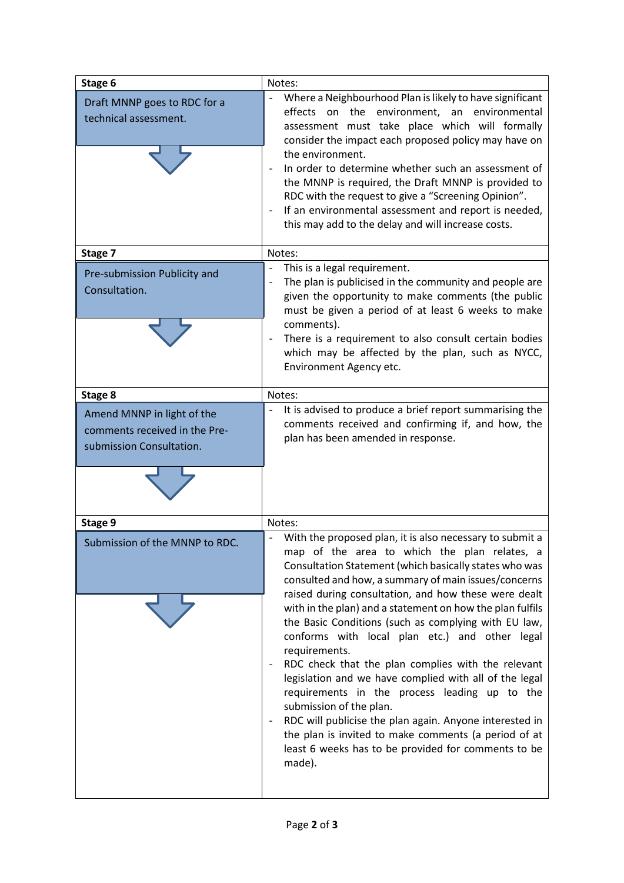| Stage 6 | Notes: |
|---|---|
| Draft MNNP goes to RDC for a technical assessment. | - Where a Neighbourhood Plan is likely to have significant effects on the environment, an environmental assessment must take place which will formally consider the impact each proposed policy may have on the environment.<br>- In order to determine whether such an assessment of the MNNP is required, the Draft MNNP is provided to RDC with the request to give a "Screening Opinion".<br>- If an environmental assessment and report is needed, this may add to the delay and will increase costs. |
| **Stage 7** | Notes: |
| Pre-submission Publicity and Consultation. | - This is a legal requirement.<br>- The plan is publicised in the community and people are given the opportunity to make comments (the public must be given a period of at least 6 weeks to make comments).<br>- There is a requirement to also consult certain bodies which may be affected by the plan, such as NYCC, Environment Agency etc. |
| **Stage 8** | Notes: |
| Amend MNNP in light of the comments received in the Pre-submission Consultation. | - It is advised to produce a brief report summarising the comments received and confirming if, and how, the plan has been amended in response. |
| **Stage 9** | Notes: |
| Submission of the MNNP to RDC. | - With the proposed plan, it is also necessary to submit a map of the area to which the plan relates, a Consultation Statement (which basically states who was consulted and how, a summary of main issues/concerns raised during consultation, and how these were dealt with in the plan) and a statement on how the plan fulfils the Basic Conditions (such as complying with EU law, conforms with local plan etc.) and other legal requirements.<br>- RDC check that the plan complies with the relevant legislation and we have complied with all of the legal requirements in the process leading up to the submission of the plan.<br>- RDC will publicise the plan again. Anyone interested in the plan is invited to make comments (a period of at least 6 weeks has to be provided for comments to be made). |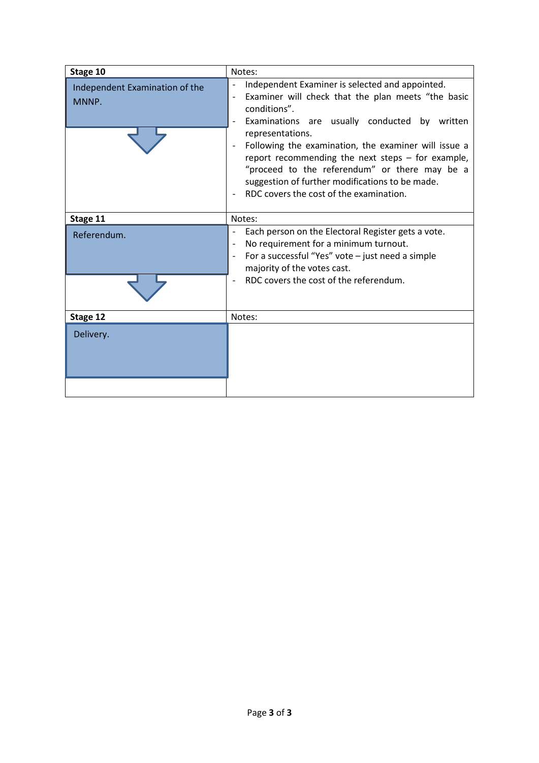| Stage 10 | Notes: |
|---|---|
| Independent Examination of the MNNP. | - Independent Examiner is selected and appointed.<br>- Examiner will check that the plan meets "the basic conditions".<br>- Examinations are usually conducted by written representations.<br>- Following the examination, the examiner will issue a report recommending the next steps – for example, "proceed to the referendum" or there may be a suggestion of further modifications to be made.<br>- RDC covers the cost of the examination. |
| **Stage 11** | Notes: |
| Referendum. | - Each person on the Electoral Register gets a vote.<br>- No requirement for a minimum turnout.<br>- For a successful "Yes" vote – just need a simple majority of the votes cast.<br>- RDC covers the cost of the referendum. |
| **Stage 12** | Notes: |
| Delivery. | |